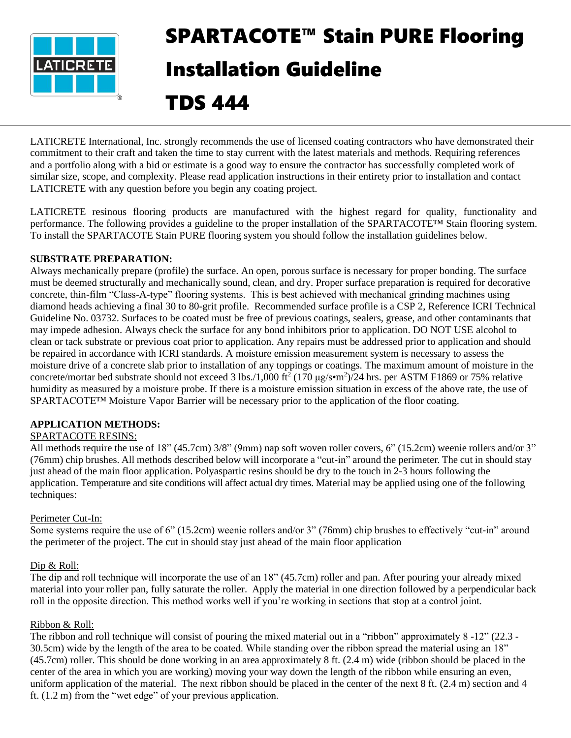# SPARTACOTE™ Stain PURE Flooring Installation Guideline TDS 444

LATICRETE International, Inc. strongly recommends the use of licensed coating contractors who have demonstrated their commitment to their craft and taken the time to stay current with the latest materials and methods. Requiring references and a portfolio along with a bid or estimate is a good way to ensure the contractor has successfully completed work of similar size, scope, and complexity. Please read application instructions in their entirety prior to installation and contact LATICRETE with any question before you begin any coating project.

LATICRETE resinous flooring products are manufactured with the highest regard for quality, functionality and performance. The following provides a guideline to the proper installation of the SPARTACOTE™ Stain flooring system. To install the SPARTACOTE Stain PURE flooring system you should follow the installation guidelines below.

**SUBSTRATE PREPARATION:**

Always mechanically prepare (profile) the surface. An open, porous surface is necessary for proper bonding. The surface must be deemed structurally and mechanically sound, clean, and dry. Proper surface preparation is required for decorative concrete, thin-film "Class-A-type" flooring systems. This is best achieved with mechanical grinding machines using diamond heads achieving a final 30 to 80-grit profile. Recommended surface profile is a CSP 2, Reference ICRI Technical Guideline No. 03732. Surfaces to be coated must be free of previous coatings, sealers, grease, and other contaminants that may impede adhesion. Always check the surface for any bond inhibitors prior to application. DO NOT USE alcohol to clean or tack substrate or previous coat prior to application. Any repairs must be addressed prior to application and should be repaired in accordance with ICRI standards. A moisture emission measurement system is necessary to assess the moisture drive of a concrete slab prior to installation of any toppings or coatings. The maximum amount of moisture in the concrete/mortar bed substrate should not exceed 3 lbs./1,000 $ft^2$ (170 μg/s•$m^2$)/24 hrs. per ASTM F1869 or 75% relative humidity as measured by a moisture probe. If there is a moisture emission situation in excess of the above rate, the use of SPARTACOTE™ Moisture Vapor Barrier will be necessary prior to the application of the floor coating.

**APPLICATION METHODS:**

SPARTACOTE RESINS:

All methods require the use of 18" (45.7cm) 3/8" (9mm) nap soft woven roller covers, 6" (15.2cm) weenie rollers and/or 3" (76mm) chip brushes. All methods described below will incorporate a "cut-in" around the perimeter. The cut in should stay just ahead of the main floor application. Polyaspartic resins should be dry to the touch in 2-3 hours following the application. Temperature and site conditions will affect actual dry times. Material may be applied using one of the following techniques:

Perimeter Cut-In:

Some systems require the use of 6" (15.2cm) weenie rollers and/or 3" (76mm) chip brushes to effectively "cut-in" around the perimeter of the project. The cut in should stay just ahead of the main floor application

Dip & Roll:

The dip and roll technique will incorporate the use of an 18" (45.7cm) roller and pan. After pouring your already mixed material into your roller pan, fully saturate the roller. Apply the material in one direction followed by a perpendicular back roll in the opposite direction. This method works well if you're working in sections that stop at a control joint.

Ribbon & Roll:

The ribbon and roll technique will consist of pouring the mixed material out in a "ribbon" approximately 8 -12" (22.3 - 30.5cm) wide by the length of the area to be coated. While standing over the ribbon spread the material using an 18" (45.7cm) roller. This should be done working in an area approximately 8 ft. (2.4 m) wide (ribbon should be placed in the center of the area in which you are working) moving your way down the length of the ribbon while ensuring an even, uniform application of the material. The next ribbon should be placed in the center of the next 8 ft. (2.4 m) section and 4 ft. (1.2 m) from the "wet edge" of your previous application.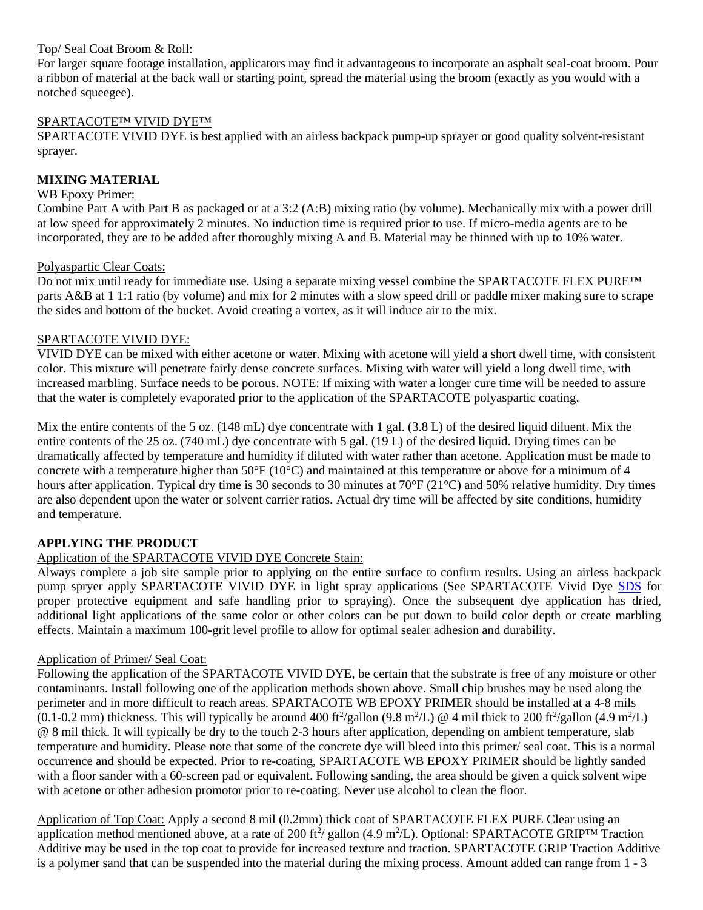Top/ Seal Coat Broom & Roll:
For larger square footage installation, applicators may find it advantageous to incorporate an asphalt seal-coat broom. Pour a ribbon of material at the back wall or starting point, spread the material using the broom (exactly as you would with a notched squeegee).

SPARTACOTE™ VIVID DYE™
SPARTACOTE VIVID DYE is best applied with an airless backpack pump-up sprayer or good quality solvent-resistant sprayer.

**MIXING MATERIAL**

WB Epoxy Primer:
Combine Part A with Part B as packaged or at a 3:2 (A:B) mixing ratio (by volume). Mechanically mix with a power drill at low speed for approximately 2 minutes. No induction time is required prior to use. If micro-media agents are to be incorporated, they are to be added after thoroughly mixing A and B. Material may be thinned with up to 10% water.

Polyaspartic Clear Coats:
Do not mix until ready for immediate use. Using a separate mixing vessel combine the SPARTACOTE FLEX PURE™ parts A&B at 1 1:1 ratio (by volume) and mix for 2 minutes with a slow speed drill or paddle mixer making sure to scrape the sides and bottom of the bucket. Avoid creating a vortex, as it will induce air to the mix.

SPARTACOTE VIVID DYE:
VIVID DYE can be mixed with either acetone or water. Mixing with acetone will yield a short dwell time, with consistent color. This mixture will penetrate fairly dense concrete surfaces. Mixing with water will yield a long dwell time, with increased marbling. Surface needs to be porous. NOTE: If mixing with water a longer cure time will be needed to assure that the water is completely evaporated prior to the application of the SPARTACOTE polyaspartic coating.

Mix the entire contents of the 5 oz. (148 mL) dye concentrate with 1 gal. (3.8 L) of the desired liquid diluent. Mix the entire contents of the 25 oz. (740 mL) dye concentrate with 5 gal. (19 L) of the desired liquid. Drying times can be dramatically affected by temperature and humidity if diluted with water rather than acetone. Application must be made to concrete with a temperature higher than 50°F (10°C) and maintained at this temperature or above for a minimum of 4 hours after application. Typical dry time is 30 seconds to 30 minutes at 70°F (21°C) and 50% relative humidity. Dry times are also dependent upon the water or solvent carrier ratios. Actual dry time will be affected by site conditions, humidity and temperature.

**APPLYING THE PRODUCT**

Application of the SPARTACOTE VIVID DYE Concrete Stain:
Always complete a job site sample prior to applying on the entire surface to confirm results. Using an airless backpack pump spryer apply SPARTACOTE VIVID DYE in light spray applications (See SPARTACOTE Vivid Dye SDS for proper protective equipment and safe handling prior to spraying). Once the subsequent dye application has dried, additional light applications of the same color or other colors can be put down to build color depth or create marbling effects. Maintain a maximum 100-grit level profile to allow for optimal sealer adhesion and durability.

Application of Primer/ Seal Coat:
Following the application of the SPARTACOTE VIVID DYE, be certain that the substrate is free of any moisture or other contaminants. Install following one of the application methods shown above. Small chip brushes may be used along the perimeter and in more difficult to reach areas. SPARTACOTE WB EPOXY PRIMER should be installed at a 4-8 mils (0.1-0.2 mm) thickness. This will typically be around 400 $ft^2$/gallon (9.8 $m^2$/L) @ 4 mil thick to 200 $ft^2$/gallon (4.9 $m^2$/L) @ 8 mil thick. It will typically be dry to the touch 2-3 hours after application, depending on ambient temperature, slab temperature and humidity. Please note that some of the concrete dye will bleed into this primer/ seal coat. This is a normal occurrence and should be expected. Prior to re-coating, SPARTACOTE WB EPOXY PRIMER should be lightly sanded with a floor sander with a 60-screen pad or equivalent. Following sanding, the area should be given a quick solvent wipe with acetone or other adhesion promotor prior to re-coating. Never use alcohol to clean the floor.

Application of Top Coat: Apply a second 8 mil (0.2mm) thick coat of SPARTACOTE FLEX PURE Clear using an application method mentioned above, at a rate of 200 $ft^2$/ gallon (4.9 $m^2$/L). Optional: SPARTACOTE GRIP™ Traction Additive may be used in the top coat to provide for increased texture and traction. SPARTACOTE GRIP Traction Additive is a polymer sand that can be suspended into the material during the mixing process. Amount added can range from 1 - 3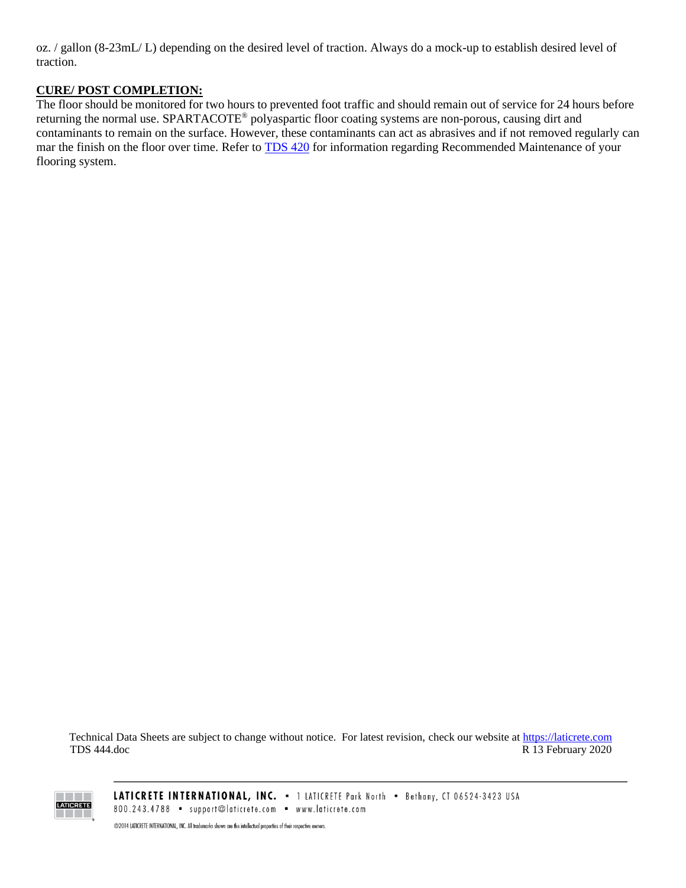oz. / gallon (8-23mL/ L) depending on the desired level of traction. Always do a mock-up to establish desired level of traction.

## CURE/ POST COMPLETION:

The floor should be monitored for two hours to prevented foot traffic and should remain out of service for 24 hours before returning the normal use. SPARTACOTE® polyaspartic floor coating systems are non-porous, causing dirt and contaminants to remain on the surface. However, these contaminants can act as abrasives and if not removed regularly can mar the finish on the floor over time. Refer to TDS 420 for information regarding Recommended Maintenance of your flooring system.

Technical Data Sheets are subject to change without notice. For latest revision, check our website at https://laticrete.com

TDS 444.doc

R 13 February 2020

LATICRETE INTERNATIONAL, INC. ▪ 1 LATICRETE Park North ▪ Bethany, CT 06524-3423 USA

800.243.4788 ▪ support@laticrete.com ▪ www.laticrete.com

©2014 LATICRETE INTERNATIONAL, INC. All trademarks shown are the intellectual properties of their respective owners.